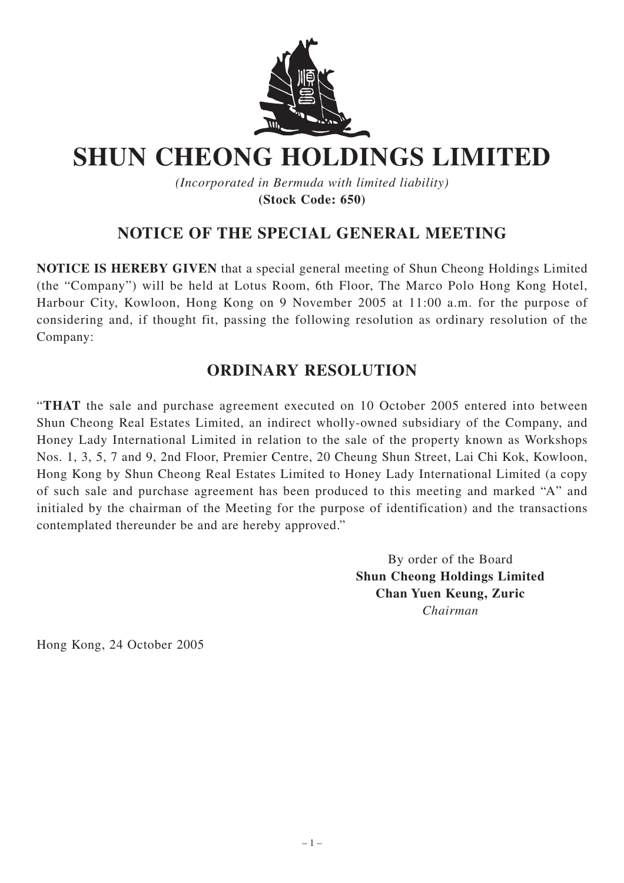# SHUN CHEONG HOLDINGS LIMITED

*(Incorporated in Bermuda with limited liability)*
**(Stock Code: 650)**

## NOTICE OF THE SPECIAL GENERAL MEETING

**NOTICE IS HEREBY GIVEN** that a special general meeting of Shun Cheong Holdings Limited (the "Company") will be held at Lotus Room, 6th Floor, The Marco Polo Hong Kong Hotel, Harbour City, Kowloon, Hong Kong on 9 November 2005 at 11:00 a.m. for the purpose of considering and, if thought fit, passing the following resolution as ordinary resolution of the Company:

## ORDINARY RESOLUTION

"**THAT** the sale and purchase agreement executed on 10 October 2005 entered into between Shun Cheong Real Estates Limited, an indirect wholly-owned subsidiary of the Company, and Honey Lady International Limited in relation to the sale of the property known as Workshops Nos. 1, 3, 5, 7 and 9, 2nd Floor, Premier Centre, 20 Cheung Shun Street, Lai Chi Kok, Kowloon, Hong Kong by Shun Cheong Real Estates Limited to Honey Lady International Limited (a copy of such sale and purchase agreement has been produced to this meeting and marked "A" and initialed by the chairman of the Meeting for the purpose of identification) and the transactions contemplated thereunder be and are hereby approved."

By order of the Board
**Shun Cheong Holdings Limited**
**Chan Yuen Keung, Zuric**
*Chairman*

Hong Kong, 24 October 2005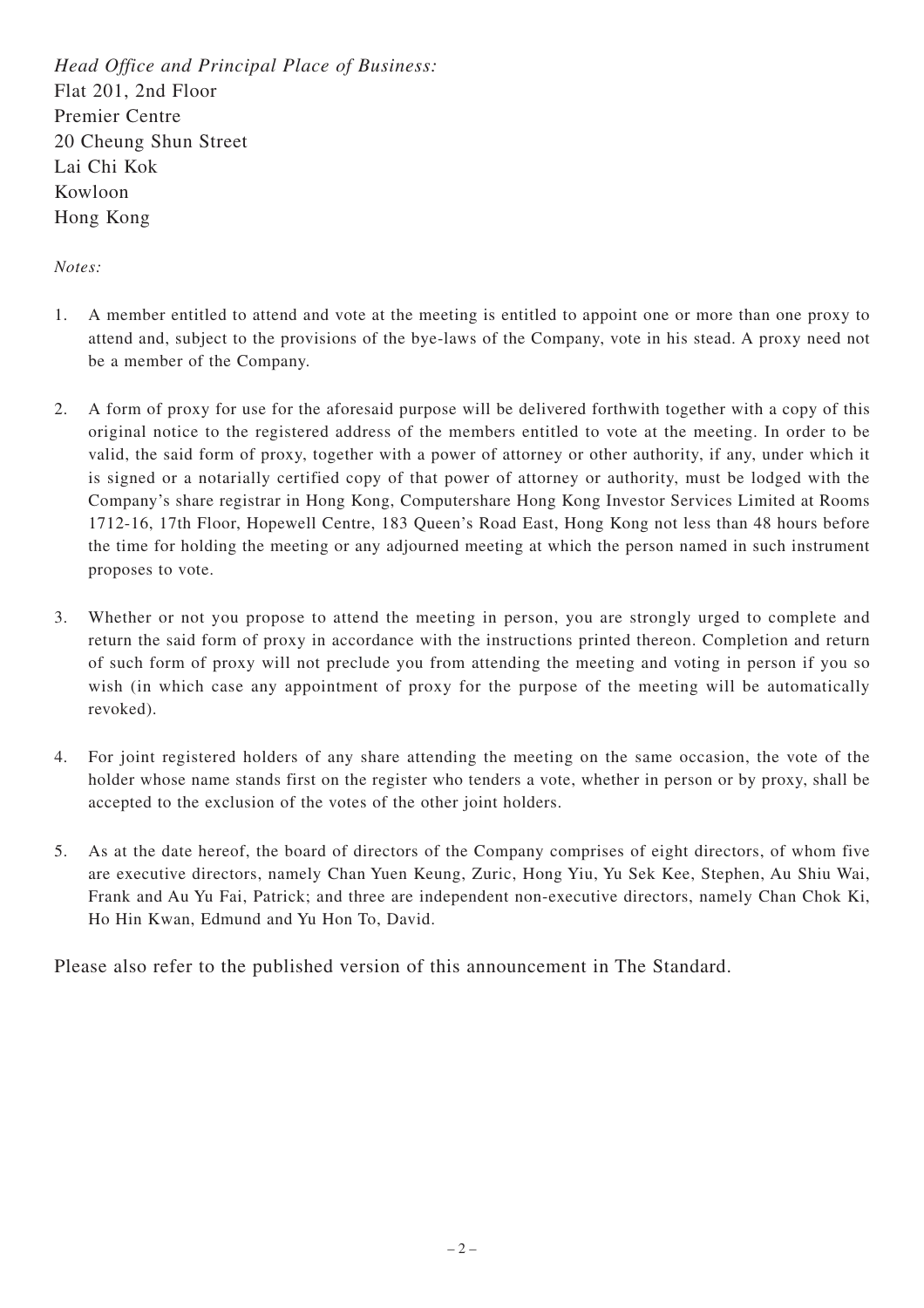*Head Office and Principal Place of Business:*
Flat 201, 2nd Floor
Premier Centre
20 Cheung Shun Street
Lai Chi Kok
Kowloon
Hong Kong

*Notes:*

1. A member entitled to attend and vote at the meeting is entitled to appoint one or more than one proxy to attend and, subject to the provisions of the bye-laws of the Company, vote in his stead. A proxy need not be a member of the Company.

2. A form of proxy for use for the aforesaid purpose will be delivered forthwith together with a copy of this original notice to the registered address of the members entitled to vote at the meeting. In order to be valid, the said form of proxy, together with a power of attorney or other authority, if any, under which it is signed or a notarially certified copy of that power of attorney or authority, must be lodged with the Company's share registrar in Hong Kong, Computershare Hong Kong Investor Services Limited at Rooms 1712-16, 17th Floor, Hopewell Centre, 183 Queen's Road East, Hong Kong not less than 48 hours before the time for holding the meeting or any adjourned meeting at which the person named in such instrument proposes to vote.

3. Whether or not you propose to attend the meeting in person, you are strongly urged to complete and return the said form of proxy in accordance with the instructions printed thereon. Completion and return of such form of proxy will not preclude you from attending the meeting and voting in person if you so wish (in which case any appointment of proxy for the purpose of the meeting will be automatically revoked).

4. For joint registered holders of any share attending the meeting on the same occasion, the vote of the holder whose name stands first on the register who tenders a vote, whether in person or by proxy, shall be accepted to the exclusion of the votes of the other joint holders.

5. As at the date hereof, the board of directors of the Company comprises of eight directors, of whom five are executive directors, namely Chan Yuen Keung, Zuric, Hong Yiu, Yu Sek Kee, Stephen, Au Shiu Wai, Frank and Au Yu Fai, Patrick; and three are independent non-executive directors, namely Chan Chok Ki, Ho Hin Kwan, Edmund and Yu Hon To, David.

Please also refer to the published version of this announcement in The Standard.